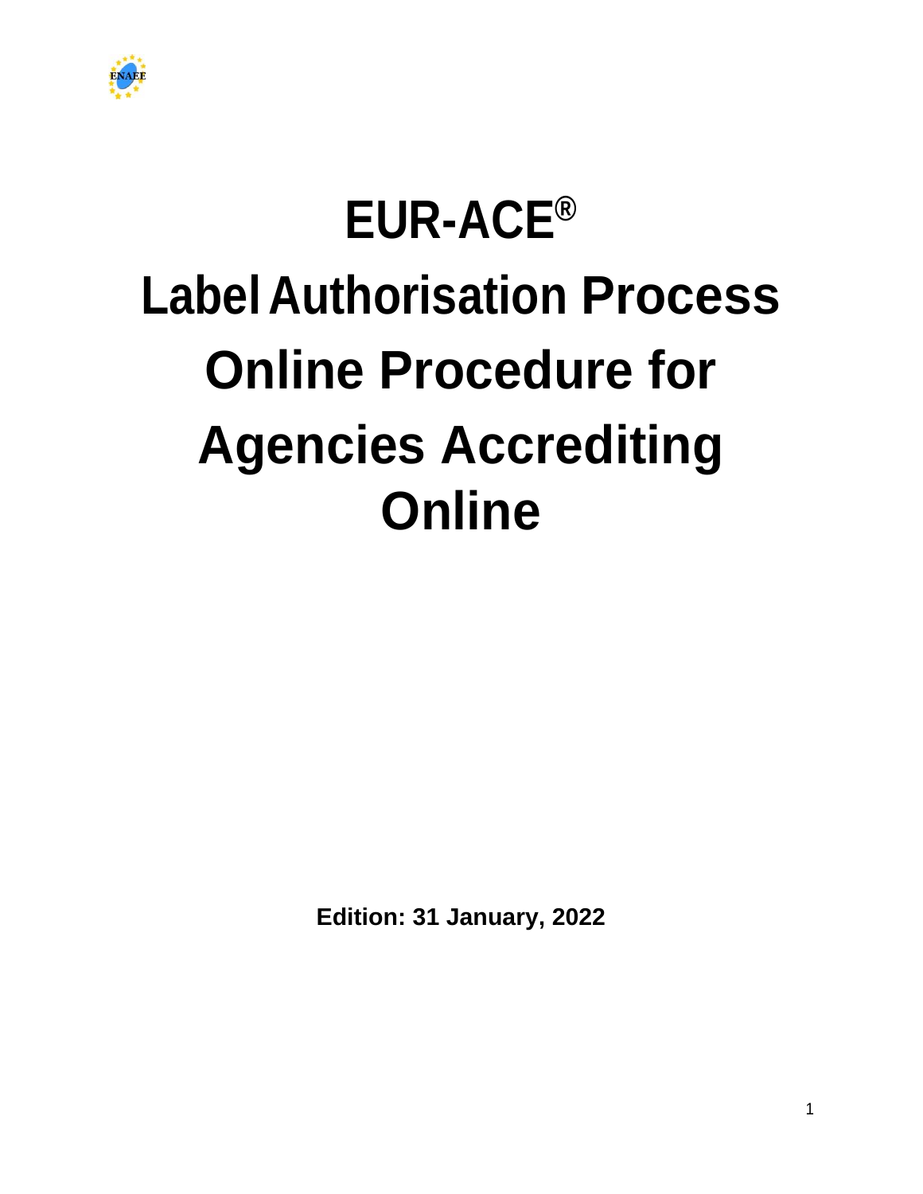# EUR-ACE®

# Label Authorisation Process Online Procedure for Agencies Accrediting Online

**Edition: 31 January, 2022**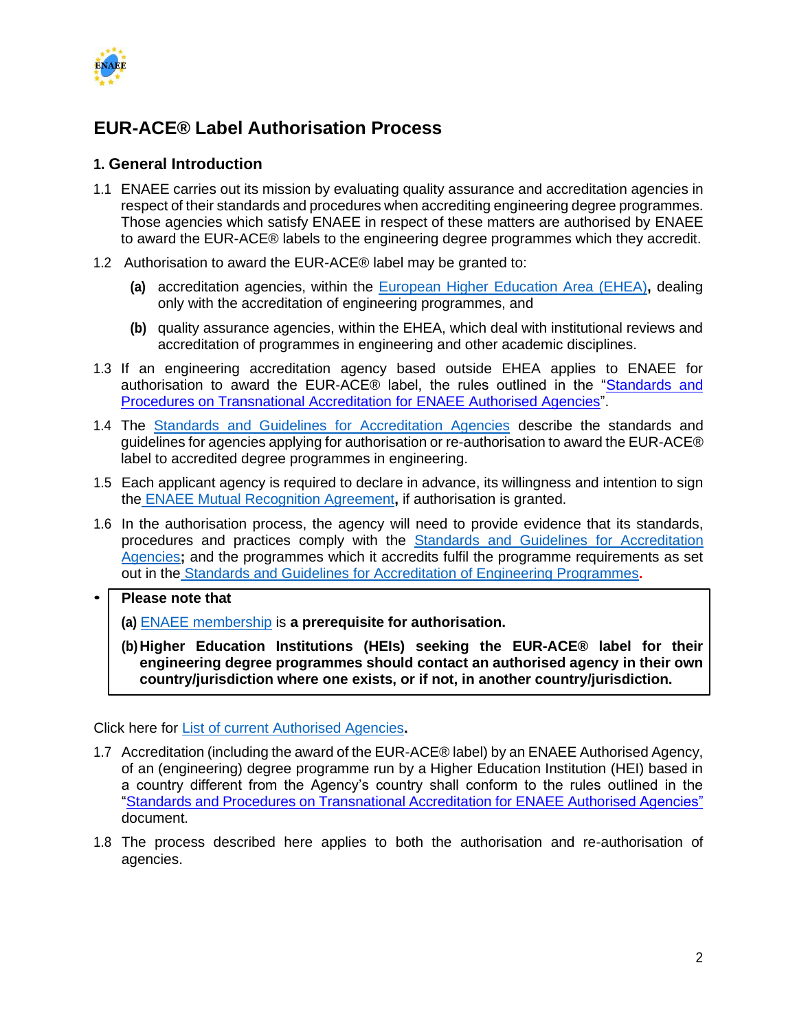# EUR-ACE® Label Authorisation Process

## 1. General Introduction

1.1 ENAEE carries out its mission by evaluating quality assurance and accreditation agencies in respect of their standards and procedures when accrediting engineering degree programmes. Those agencies which satisfy ENAEE in respect of these matters are authorised by ENAEE to award the EUR-ACE® labels to the engineering degree programmes which they accredit.

1.2 Authorisation to award the EUR-ACE® label may be granted to:

- **(a)** accreditation agencies, within the European Higher Education Area (EHEA)**,** dealing only with the accreditation of engineering programmes, and
- **(b)** quality assurance agencies, within the EHEA, which deal with institutional reviews and accreditation of programmes in engineering and other academic disciplines.

1.3 If an engineering accreditation agency based outside EHEA applies to ENAEE for authorisation to award the EUR-ACE® label, the rules outlined in the "Standards and Procedures on Transnational Accreditation for ENAEE Authorised Agencies".

1.4 The Standards and Guidelines for Accreditation Agencies describe the standards and guidelines for agencies applying for authorisation or re-authorisation to award the EUR-ACE® label to accredited degree programmes in engineering.

1.5 Each applicant agency is required to declare in advance, its willingness and intention to sign the ENAEE Mutual Recognition Agreement**,** if authorisation is granted.

1.6 In the authorisation process, the agency will need to provide evidence that its standards, procedures and practices comply with the Standards and Guidelines for Accreditation Agencies**;** and the programmes which it accredits fulfil the programme requirements as set out in the Standards and Guidelines for Accreditation of Engineering Programmes**.**

- **Please note that**

  **(a)** ENAEE membership is **a prerequisite for authorisation.**

  **(b) Higher Education Institutions (HEIs) seeking the EUR-ACE® label for their engineering degree programmes should contact an authorised agency in their own country/jurisdiction where one exists, or if not, in another country/jurisdiction.**

Click here for List of current Authorised Agencies**.**

1.7 Accreditation (including the award of the EUR-ACE® label) by an ENAEE Authorised Agency, of an (engineering) degree programme run by a Higher Education Institution (HEI) based in a country different from the Agency's country shall conform to the rules outlined in the "Standards and Procedures on Transnational Accreditation for ENAEE Authorised Agencies" document.

1.8 The process described here applies to both the authorisation and re-authorisation of agencies.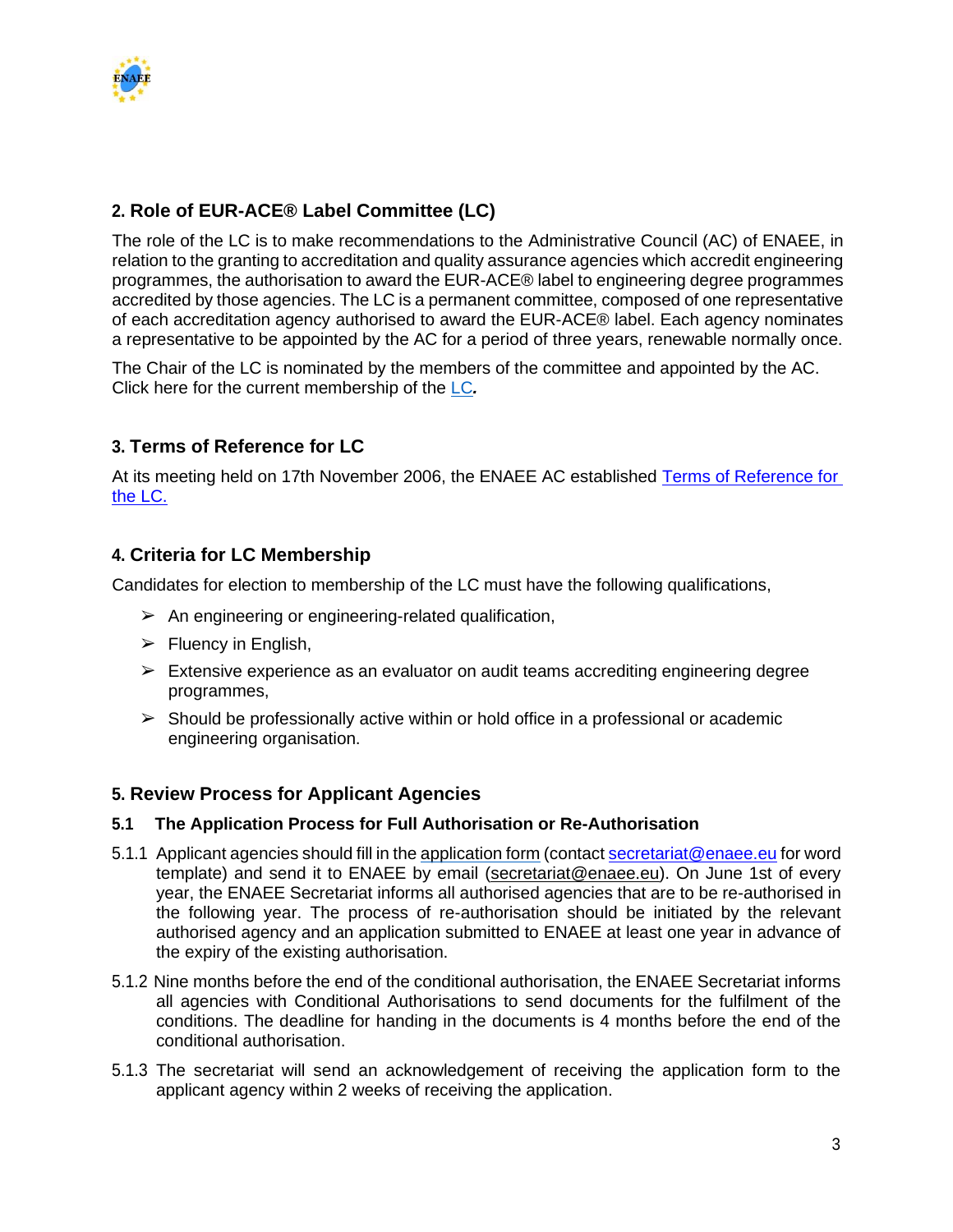## 2. Role of EUR-ACE® Label Committee (LC)

The role of the LC is to make recommendations to the Administrative Council (AC) of ENAEE, in relation to the granting to accreditation and quality assurance agencies which accredit engineering programmes, the authorisation to award the EUR-ACE® label to engineering degree programmes accredited by those agencies. The LC is a permanent committee, composed of one representative of each accreditation agency authorised to award the EUR-ACE® label. Each agency nominates a representative to be appointed by the AC for a period of three years, renewable normally once.

The Chair of the LC is nominated by the members of the committee and appointed by the AC. Click here for the current membership of the LC*.*

## 3. Terms of Reference for LC

At its meeting held on 17th November 2006, the ENAEE AC established Terms of Reference for the LC.

## 4. Criteria for LC Membership

Candidates for election to membership of the LC must have the following qualifications,

- An engineering or engineering-related qualification,
- Fluency in English,
- Extensive experience as an evaluator on audit teams accrediting engineering degree programmes,
- Should be professionally active within or hold office in a professional or academic engineering organisation.

## 5. Review Process for Applicant Agencies

### 5.1 The Application Process for Full Authorisation or Re-Authorisation

5.1.1 Applicant agencies should fill in the application form (contact secretariat@enaee.eu for word template) and send it to ENAEE by email (secretariat@enaee.eu). On June 1st of every year, the ENAEE Secretariat informs all authorised agencies that are to be re-authorised in the following year. The process of re-authorisation should be initiated by the relevant authorised agency and an application submitted to ENAEE at least one year in advance of the expiry of the existing authorisation.

5.1.2 Nine months before the end of the conditional authorisation, the ENAEE Secretariat informs all agencies with Conditional Authorisations to send documents for the fulfilment of the conditions. The deadline for handing in the documents is 4 months before the end of the conditional authorisation.

5.1.3 The secretariat will send an acknowledgement of receiving the application form to the applicant agency within 2 weeks of receiving the application.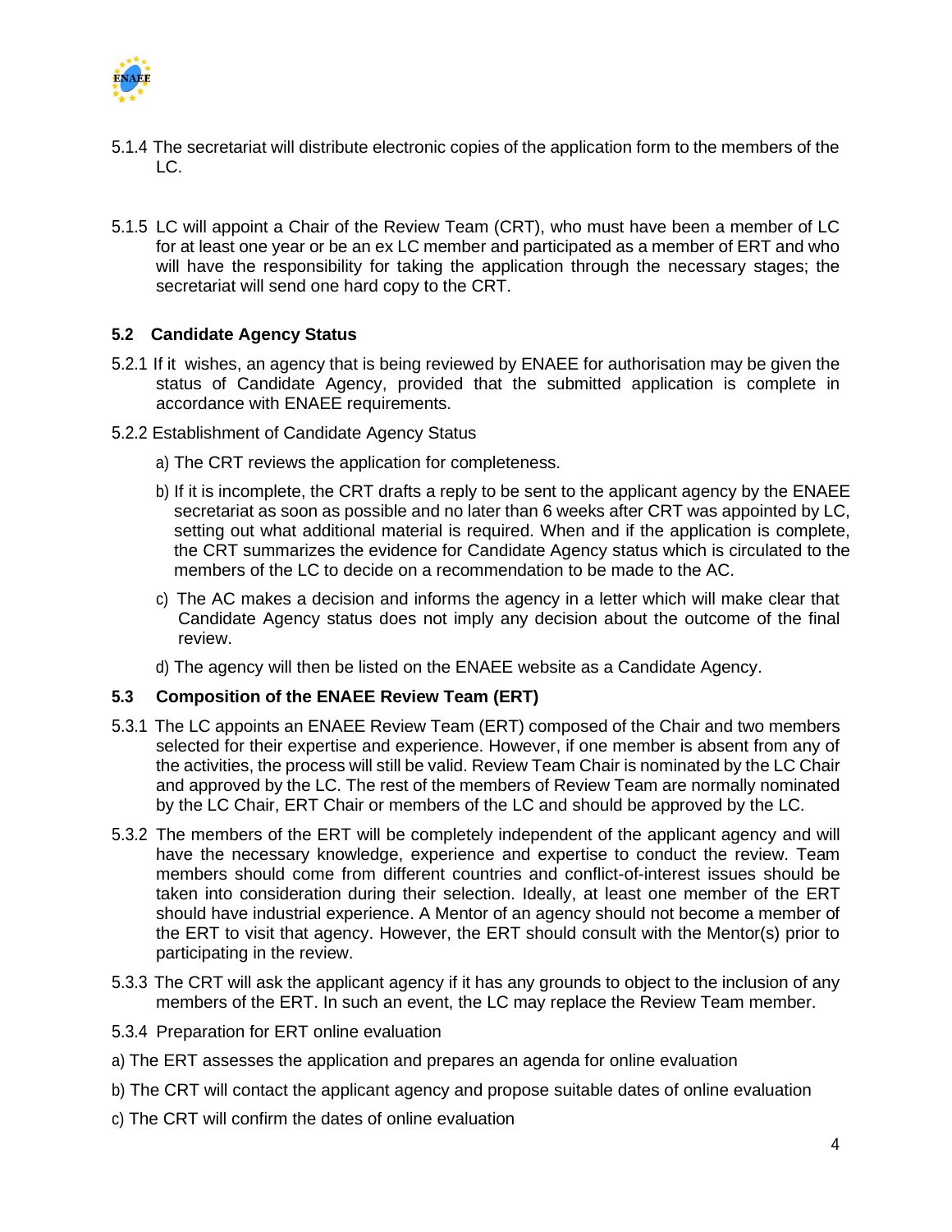5.1.4 The secretariat will distribute electronic copies of the application form to the members of the LC.

5.1.5 LC will appoint a Chair of the Review Team (CRT), who must have been a member of LC for at least one year or be an ex LC member and participated as a member of ERT and who will have the responsibility for taking the application through the necessary stages; the secretariat will send one hard copy to the CRT.

### 5.2 Candidate Agency Status

5.2.1 If it wishes, an agency that is being reviewed by ENAEE for authorisation may be given the status of Candidate Agency, provided that the submitted application is complete in accordance with ENAEE requirements.

5.2.2 Establishment of Candidate Agency Status

a) The CRT reviews the application for completeness.

b) If it is incomplete, the CRT drafts a reply to be sent to the applicant agency by the ENAEE secretariat as soon as possible and no later than 6 weeks after CRT was appointed by LC, setting out what additional material is required. When and if the application is complete, the CRT summarizes the evidence for Candidate Agency status which is circulated to the members of the LC to decide on a recommendation to be made to the AC.

c) The AC makes a decision and informs the agency in a letter which will make clear that Candidate Agency status does not imply any decision about the outcome of the final review.

d) The agency will then be listed on the ENAEE website as a Candidate Agency.

### 5.3 Composition of the ENAEE Review Team (ERT)

5.3.1 The LC appoints an ENAEE Review Team (ERT) composed of the Chair and two members selected for their expertise and experience. However, if one member is absent from any of the activities, the process will still be valid. Review Team Chair is nominated by the LC Chair and approved by the LC. The rest of the members of Review Team are normally nominated by the LC Chair, ERT Chair or members of the LC and should be approved by the LC.

5.3.2 The members of the ERT will be completely independent of the applicant agency and will have the necessary knowledge, experience and expertise to conduct the review. Team members should come from different countries and conflict-of-interest issues should be taken into consideration during their selection. Ideally, at least one member of the ERT should have industrial experience. A Mentor of an agency should not become a member of the ERT to visit that agency. However, the ERT should consult with the Mentor(s) prior to participating in the review.

5.3.3 The CRT will ask the applicant agency if it has any grounds to object to the inclusion of any members of the ERT. In such an event, the LC may replace the Review Team member.

5.3.4 Preparation for ERT online evaluation

a) The ERT assesses the application and prepares an agenda for online evaluation

b) The CRT will contact the applicant agency and propose suitable dates of online evaluation

c) The CRT will confirm the dates of online evaluation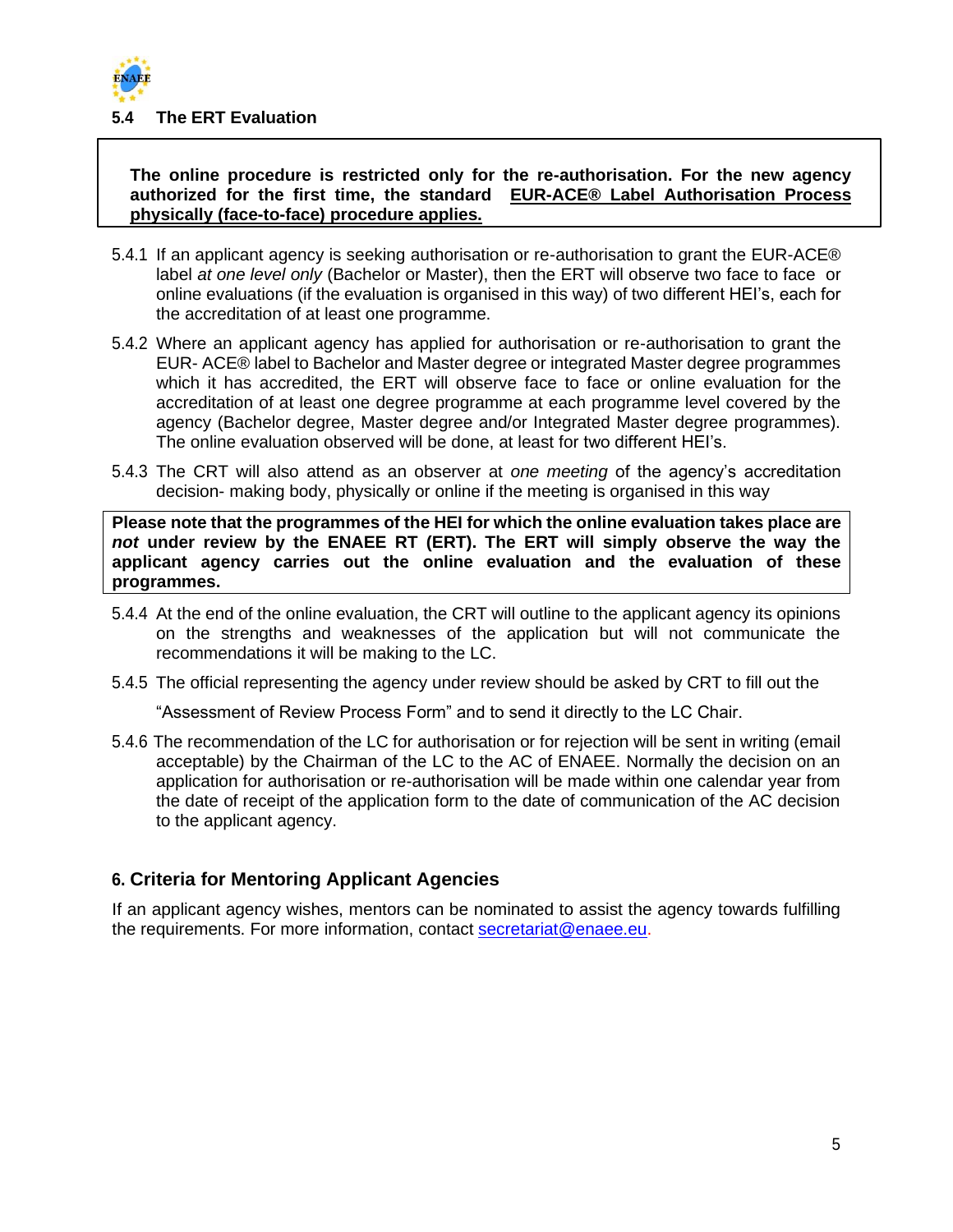### 5.4 The ERT Evaluation

> **The online procedure is restricted only for the re-authorisation. For the new agency authorized for the first time, the standard <u>EUR-ACE® Label Authorisation Process physically (face-to-face) procedure applies.</u>**

5.4.1 If an applicant agency is seeking authorisation or re-authorisation to grant the EUR-ACE® label *at one level only* (Bachelor or Master), then the ERT will observe two face to face or online evaluations (if the evaluation is organised in this way) of two different HEI's, each for the accreditation of at least one programme.

5.4.2 Where an applicant agency has applied for authorisation or re-authorisation to grant the EUR- ACE® label to Bachelor and Master degree or integrated Master degree programmes which it has accredited, the ERT will observe face to face or online evaluation for the accreditation of at least one degree programme at each programme level covered by the agency (Bachelor degree, Master degree and/or Integrated Master degree programmes). The online evaluation observed will be done, at least for two different HEI's.

5.4.3 The CRT will also attend as an observer at *one meeting* of the agency's accreditation decision- making body, physically or online if the meeting is organised in this way

> **Please note that the programmes of the HEI for which the online evaluation takes place are *not* under review by the ENAEE RT (ERT). The ERT will simply observe the way the applicant agency carries out the online evaluation and the evaluation of these programmes.**

5.4.4 At the end of the online evaluation, the CRT will outline to the applicant agency its opinions on the strengths and weaknesses of the application but will not communicate the recommendations it will be making to the LC.

5.4.5 The official representing the agency under review should be asked by CRT to fill out the "Assessment of Review Process Form" and to send it directly to the LC Chair.

5.4.6 The recommendation of the LC for authorisation or for rejection will be sent in writing (email acceptable) by the Chairman of the LC to the AC of ENAEE. Normally the decision on an application for authorisation or re-authorisation will be made within one calendar year from the date of receipt of the application form to the date of communication of the AC decision to the applicant agency.

## 6. Criteria for Mentoring Applicant Agencies

If an applicant agency wishes, mentors can be nominated to assist the agency towards fulfilling the requirements. For more information, contact secretariat@enaee.eu.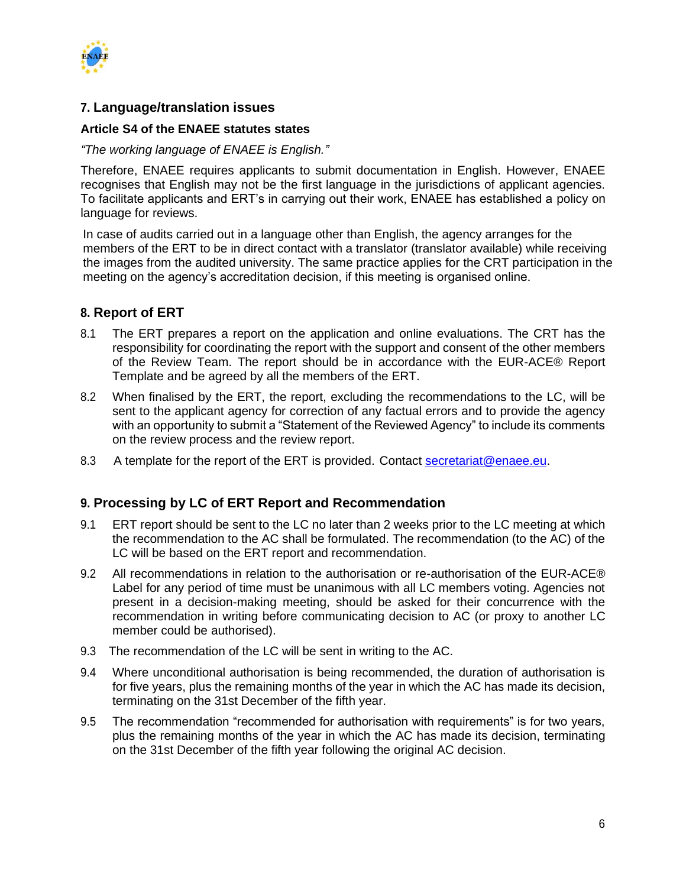## 7. Language/translation issues

### Article S4 of the ENAEE statutes states

*"The working language of ENAEE is English."*

Therefore, ENAEE requires applicants to submit documentation in English. However, ENAEE recognises that English may not be the first language in the jurisdictions of applicant agencies. To facilitate applicants and ERT's in carrying out their work, ENAEE has established a policy on language for reviews.

In case of audits carried out in a language other than English, the agency arranges for the members of the ERT to be in direct contact with a translator (translator available) while receiving the images from the audited university. The same practice applies for the CRT participation in the meeting on the agency's accreditation decision, if this meeting is organised online.

## 8. Report of ERT

8.1 The ERT prepares a report on the application and online evaluations. The CRT has the responsibility for coordinating the report with the support and consent of the other members of the Review Team. The report should be in accordance with the EUR-ACE® Report Template and be agreed by all the members of the ERT.

8.2 When finalised by the ERT, the report, excluding the recommendations to the LC, will be sent to the applicant agency for correction of any factual errors and to provide the agency with an opportunity to submit a "Statement of the Reviewed Agency" to include its comments on the review process and the review report.

8.3 A template for the report of the ERT is provided. Contact secretariat@enaee.eu.

## 9. Processing by LC of ERT Report and Recommendation

9.1 ERT report should be sent to the LC no later than 2 weeks prior to the LC meeting at which the recommendation to the AC shall be formulated. The recommendation (to the AC) of the LC will be based on the ERT report and recommendation.

9.2 All recommendations in relation to the authorisation or re-authorisation of the EUR-ACE® Label for any period of time must be unanimous with all LC members voting. Agencies not present in a decision-making meeting, should be asked for their concurrence with the recommendation in writing before communicating decision to AC (or proxy to another LC member could be authorised).

9.3 The recommendation of the LC will be sent in writing to the AC.

9.4 Where unconditional authorisation is being recommended, the duration of authorisation is for five years, plus the remaining months of the year in which the AC has made its decision, terminating on the 31st December of the fifth year.

9.5 The recommendation "recommended for authorisation with requirements" is for two years, plus the remaining months of the year in which the AC has made its decision, terminating on the 31st December of the fifth year following the original AC decision.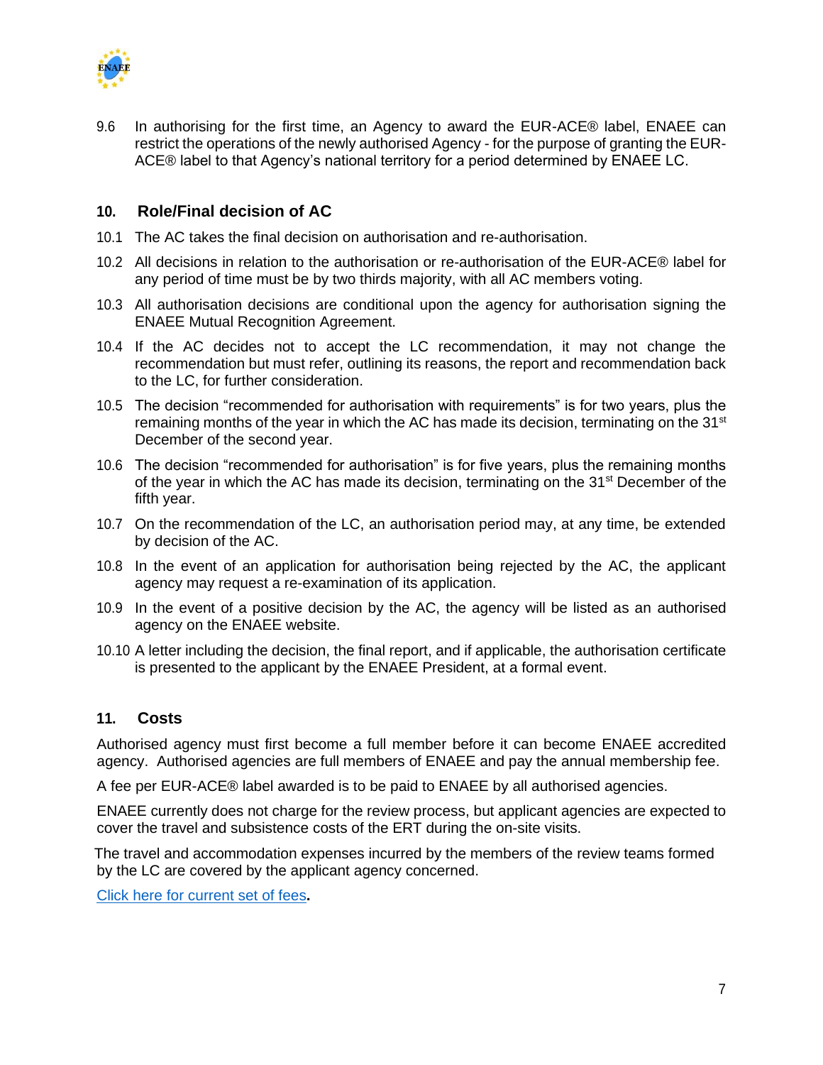9.6 In authorising for the first time, an Agency to award the EUR-ACE® label, ENAEE can restrict the operations of the newly authorised Agency - for the purpose of granting the EUR-ACE® label to that Agency's national territory for a period determined by ENAEE LC.

## 10. Role/Final decision of AC

10.1 The AC takes the final decision on authorisation and re-authorisation.

10.2 All decisions in relation to the authorisation or re-authorisation of the EUR-ACE® label for any period of time must be by two thirds majority, with all AC members voting.

10.3 All authorisation decisions are conditional upon the agency for authorisation signing the ENAEE Mutual Recognition Agreement.

10.4 If the AC decides not to accept the LC recommendation, it may not change the recommendation but must refer, outlining its reasons, the report and recommendation back to the LC, for further consideration.

10.5 The decision "recommended for authorisation with requirements" is for two years, plus the remaining months of the year in which the AC has made its decision, terminating on the 31st December of the second year.

10.6 The decision "recommended for authorisation" is for five years, plus the remaining months of the year in which the AC has made its decision, terminating on the 31st December of the fifth year.

10.7 On the recommendation of the LC, an authorisation period may, at any time, be extended by decision of the AC.

10.8 In the event of an application for authorisation being rejected by the AC, the applicant agency may request a re-examination of its application.

10.9 In the event of a positive decision by the AC, the agency will be listed as an authorised agency on the ENAEE website.

10.10 A letter including the decision, the final report, and if applicable, the authorisation certificate is presented to the applicant by the ENAEE President, at a formal event.

## 11. Costs

Authorised agency must first become a full member before it can become ENAEE accredited agency. Authorised agencies are full members of ENAEE and pay the annual membership fee.

A fee per EUR-ACE® label awarded is to be paid to ENAEE by all authorised agencies.

ENAEE currently does not charge for the review process, but applicant agencies are expected to cover the travel and subsistence costs of the ERT during the on-site visits.

The travel and accommodation expenses incurred by the members of the review teams formed by the LC are covered by the applicant agency concerned.

Click here for current set of fees**.**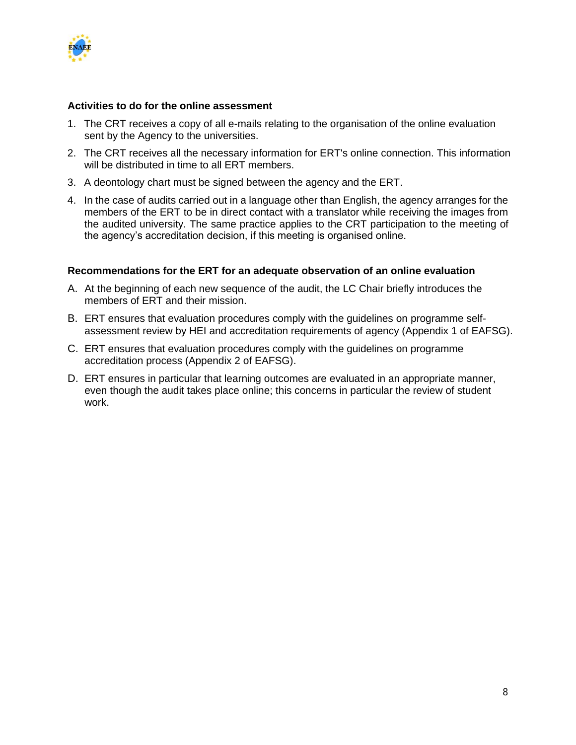**Activities to do for the online assessment**

1. The CRT receives a copy of all e-mails relating to the organisation of the online evaluation sent by the Agency to the universities.
2. The CRT receives all the necessary information for ERT's online connection. This information will be distributed in time to all ERT members.
3. A deontology chart must be signed between the agency and the ERT.
4. In the case of audits carried out in a language other than English, the agency arranges for the members of the ERT to be in direct contact with a translator while receiving the images from the audited university. The same practice applies to the CRT participation to the meeting of the agency's accreditation decision, if this meeting is organised online.

**Recommendations for the ERT for an adequate observation of an online evaluation**

A. At the beginning of each new sequence of the audit, the LC Chair briefly introduces the members of ERT and their mission.

B. ERT ensures that evaluation procedures comply with the guidelines on programme self-assessment review by HEI and accreditation requirements of agency (Appendix 1 of EAFSG).

C. ERT ensures that evaluation procedures comply with the guidelines on programme accreditation process (Appendix 2 of EAFSG).

D. ERT ensures in particular that learning outcomes are evaluated in an appropriate manner, even though the audit takes place online; this concerns in particular the review of student work.